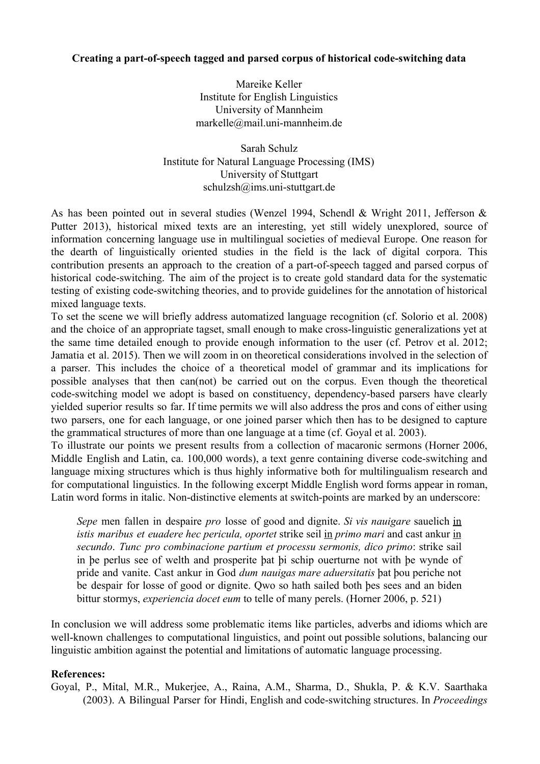**Creating a part-of-speech tagged and parsed corpus of historical code-switching data**

Mareike Keller
Institute for English Linguistics
University of Mannheim
markelle@mail.uni-mannheim.de

Sarah Schulz
Institute for Natural Language Processing (IMS)
University of Stuttgart
schulzsh@ims.uni-stuttgart.de

As has been pointed out in several studies (Wenzel 1994, Schendl & Wright 2011, Jefferson & Putter 2013), historical mixed texts are an interesting, yet still widely unexplored, source of information concerning language use in multilingual societies of medieval Europe. One reason for the dearth of linguistically oriented studies in the field is the lack of digital corpora. This contribution presents an approach to the creation of a part-of-speech tagged and parsed corpus of historical code-switching. The aim of the project is to create gold standard data for the systematic testing of existing code-switching theories, and to provide guidelines for the annotation of historical mixed language texts.

To set the scene we will briefly address automatized language recognition (cf. Solorio et al. 2008) and the choice of an appropriate tagset, small enough to make cross-linguistic generalizations yet at the same time detailed enough to provide enough information to the user (cf. Petrov et al. 2012; Jamatia et al. 2015). Then we will zoom in on theoretical considerations involved in the selection of a parser. This includes the choice of a theoretical model of grammar and its implications for possible analyses that then can(not) be carried out on the corpus. Even though the theoretical code-switching model we adopt is based on constituency, dependency-based parsers have clearly yielded superior results so far. If time permits we will also address the pros and cons of either using two parsers, one for each language, or one joined parser which then has to be designed to capture the grammatical structures of more than one language at a time (cf. Goyal et al. 2003).

To illustrate our points we present results from a collection of macaronic sermons (Horner 2006, Middle English and Latin, ca. 100,000 words), a text genre containing diverse code-switching and language mixing structures which is thus highly informative both for multilingualism research and for computational linguistics. In the following excerpt Middle English word forms appear in roman, Latin word forms in italic. Non-distinctive elements at switch-points are marked by an underscore:

> *Sepe* men fallen in despaire *pro* losse of good and dignite. *Si vis nauigare* sauelich <u>in</u> *istis maribus et euadere hec pericula, oportet* strike seil <u>in</u> *primo mari* and cast ankur <u>in</u> *secundo*. *Tunc pro combinacione partium et processu sermonis, dico primo*: strike sail in þe perlus see of welth and prosperite þat þi schip ouerturne not with þe wynde of pride and vanite. Cast ankur in God *dum nauigas mare aduersitatis* þat þou periche not be despair for losse of good or dignite. Qwo so hath sailed both þes sees and an biden bittur stormys, *experiencia docet eum* to telle of many perels. (Horner 2006, p. 521)

In conclusion we will address some problematic items like particles, adverbs and idioms which are well-known challenges to computational linguistics, and point out possible solutions, balancing our linguistic ambition against the potential and limitations of automatic language processing.

**References:**

Goyal, P., Mital, M.R., Mukerjee, A., Raina, A.M., Sharma, D., Shukla, P. & K.V. Saarthaka (2003). A Bilingual Parser for Hindi, English and code-switching structures. In *Proceedings*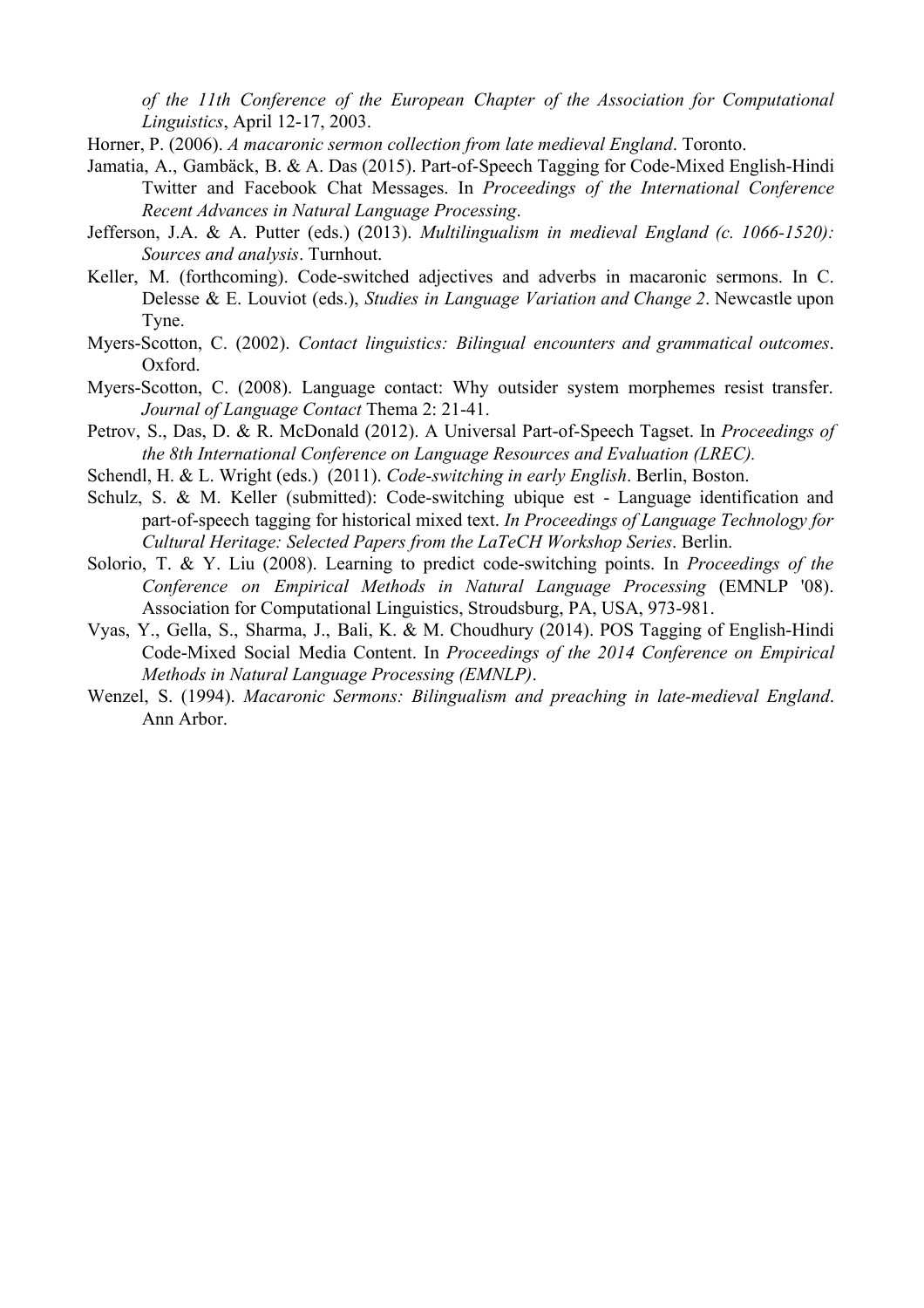*of the 11th Conference of the European Chapter of the Association for Computational Linguistics*, April 12-17, 2003.

Horner, P. (2006). *A macaronic sermon collection from late medieval England*. Toronto.

Jamatia, A., Gambäck, B. & A. Das (2015). Part-of-Speech Tagging for Code-Mixed English-Hindi Twitter and Facebook Chat Messages. In *Proceedings of the International Conference Recent Advances in Natural Language Processing*.

Jefferson, J.A. & A. Putter (eds.) (2013). *Multilingualism in medieval England (c. 1066-1520): Sources and analysis*. Turnhout.

Keller, M. (forthcoming). Code-switched adjectives and adverbs in macaronic sermons. In C. Delesse & E. Louviot (eds.), *Studies in Language Variation and Change 2*. Newcastle upon Tyne.

Myers-Scotton, C. (2002). *Contact linguistics: Bilingual encounters and grammatical outcomes*. Oxford.

Myers-Scotton, C. (2008). Language contact: Why outsider system morphemes resist transfer. *Journal of Language Contact* Thema 2: 21-41.

Petrov, S., Das, D. & R. McDonald (2012). A Universal Part-of-Speech Tagset. In *Proceedings of the 8th International Conference on Language Resources and Evaluation (LREC).*

Schendl, H. & L. Wright (eds.) (2011). *Code-switching in early English*. Berlin, Boston.

Schulz, S. & M. Keller (submitted): Code-switching ubique est - Language identification and part-of-speech tagging for historical mixed text. *In Proceedings of Language Technology for Cultural Heritage: Selected Papers from the LaTeCH Workshop Series*. Berlin.

Solorio, T. & Y. Liu (2008). Learning to predict code-switching points. In *Proceedings of the Conference on Empirical Methods in Natural Language Processing* (EMNLP '08). Association for Computational Linguistics, Stroudsburg, PA, USA, 973-981.

Vyas, Y., Gella, S., Sharma, J., Bali, K. & M. Choudhury (2014). POS Tagging of English-Hindi Code-Mixed Social Media Content. In *Proceedings of the 2014 Conference on Empirical Methods in Natural Language Processing (EMNLP)*.

Wenzel, S. (1994). *Macaronic Sermons: Bilingualism and preaching in late-medieval England*. Ann Arbor.